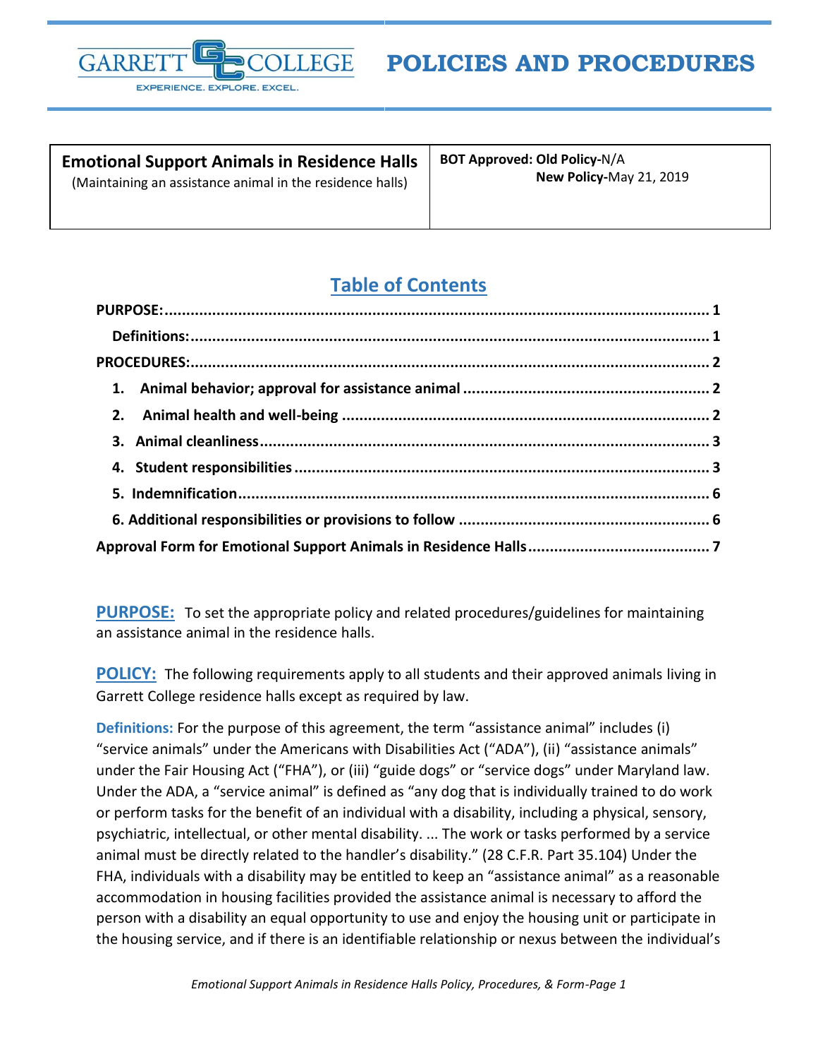GARRETT COLLEGE
EXPERIENCE. EXPLORE. EXCEL.

# POLICIES AND PROCEDURES

| **Emotional Support Animals in Residence Halls**<br>(Maintaining an assistance animal in the residence halls) | **BOT Approved: Old Policy-**N/A<br>**New Policy-**May 21, 2019 |
|---|---|

## Table of Contents

- **PURPOSE:** .......... 1
  - **Definitions:** .......... 1
- **PROCEDURES:** .......... 2
  1. **Animal behavior; approval for assistance animal** .......... 2
  2. **Animal health and well-being** .......... 2
  3. **Animal cleanliness** .......... 3
  4. **Student responsibilities** .......... 3
  5. **Indemnification** .......... 6
  6. **Additional responsibilities or provisions to follow** .......... 6
- **Approval Form for Emotional Support Animals in Residence Halls** .......... 7

**PURPOSE:** To set the appropriate policy and related procedures/guidelines for maintaining an assistance animal in the residence halls.

**POLICY:** The following requirements apply to all students and their approved animals living in Garrett College residence halls except as required by law.

**Definitions:** For the purpose of this agreement, the term "assistance animal" includes (i) "service animals" under the Americans with Disabilities Act ("ADA"), (ii) "assistance animals" under the Fair Housing Act ("FHA"), or (iii) "guide dogs" or "service dogs" under Maryland law. Under the ADA, a "service animal" is defined as "any dog that is individually trained to do work or perform tasks for the benefit of an individual with a disability, including a physical, sensory, psychiatric, intellectual, or other mental disability. ... The work or tasks performed by a service animal must be directly related to the handler's disability." (28 C.F.R. Part 35.104) Under the FHA, individuals with a disability may be entitled to keep an "assistance animal" as a reasonable accommodation in housing facilities provided the assistance animal is necessary to afford the person with a disability an equal opportunity to use and enjoy the housing unit or participate in the housing service, and if there is an identifiable relationship or nexus between the individual's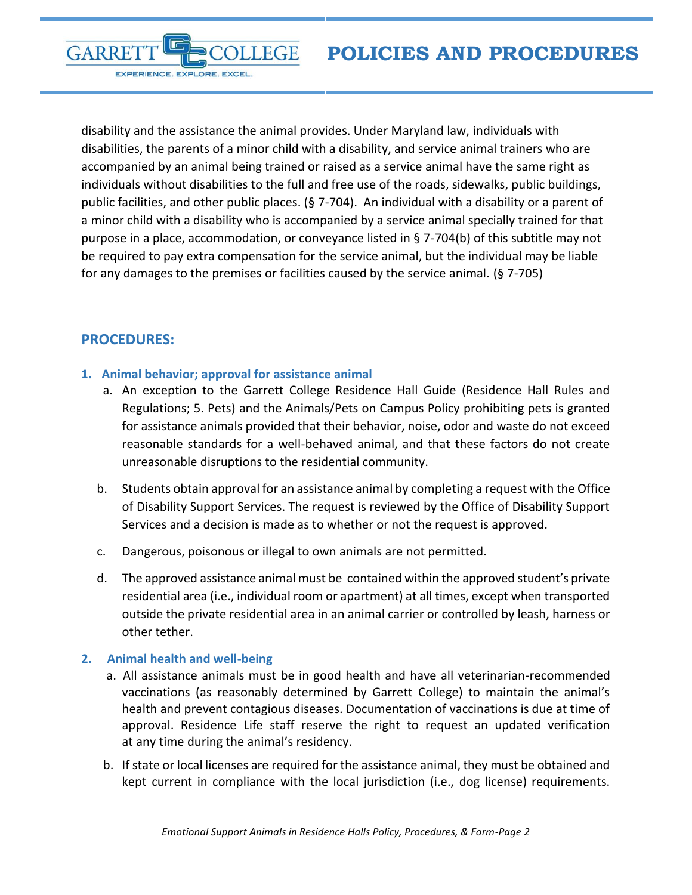disability and the assistance the animal provides. Under Maryland law, individuals with disabilities, the parents of a minor child with a disability, and service animal trainers who are accompanied by an animal being trained or raised as a service animal have the same right as individuals without disabilities to the full and free use of the roads, sidewalks, public buildings, public facilities, and other public places. (§ 7-704). An individual with a disability or a parent of a minor child with a disability who is accompanied by a service animal specially trained for that purpose in a place, accommodation, or conveyance listed in § 7-704(b) of this subtitle may not be required to pay extra compensation for the service animal, but the individual may be liable for any damages to the premises or facilities caused by the service animal. (§ 7-705)

## PROCEDURES:

### 1. Animal behavior; approval for assistance animal

a. An exception to the Garrett College Residence Hall Guide (Residence Hall Rules and Regulations; 5. Pets) and the Animals/Pets on Campus Policy prohibiting pets is granted for assistance animals provided that their behavior, noise, odor and waste do not exceed reasonable standards for a well-behaved animal, and that these factors do not create unreasonable disruptions to the residential community.

b. Students obtain approval for an assistance animal by completing a request with the Office of Disability Support Services. The request is reviewed by the Office of Disability Support Services and a decision is made as to whether or not the request is approved.

c. Dangerous, poisonous or illegal to own animals are not permitted.

d. The approved assistance animal must be contained within the approved student's private residential area (i.e., individual room or apartment) at all times, except when transported outside the private residential area in an animal carrier or controlled by leash, harness or other tether.

### 2. Animal health and well-being

a. All assistance animals must be in good health and have all veterinarian-recommended vaccinations (as reasonably determined by Garrett College) to maintain the animal's health and prevent contagious diseases. Documentation of vaccinations is due at time of approval. Residence Life staff reserve the right to request an updated verification at any time during the animal's residency.

b. If state or local licenses are required for the assistance animal, they must be obtained and kept current in compliance with the local jurisdiction (i.e., dog license) requirements.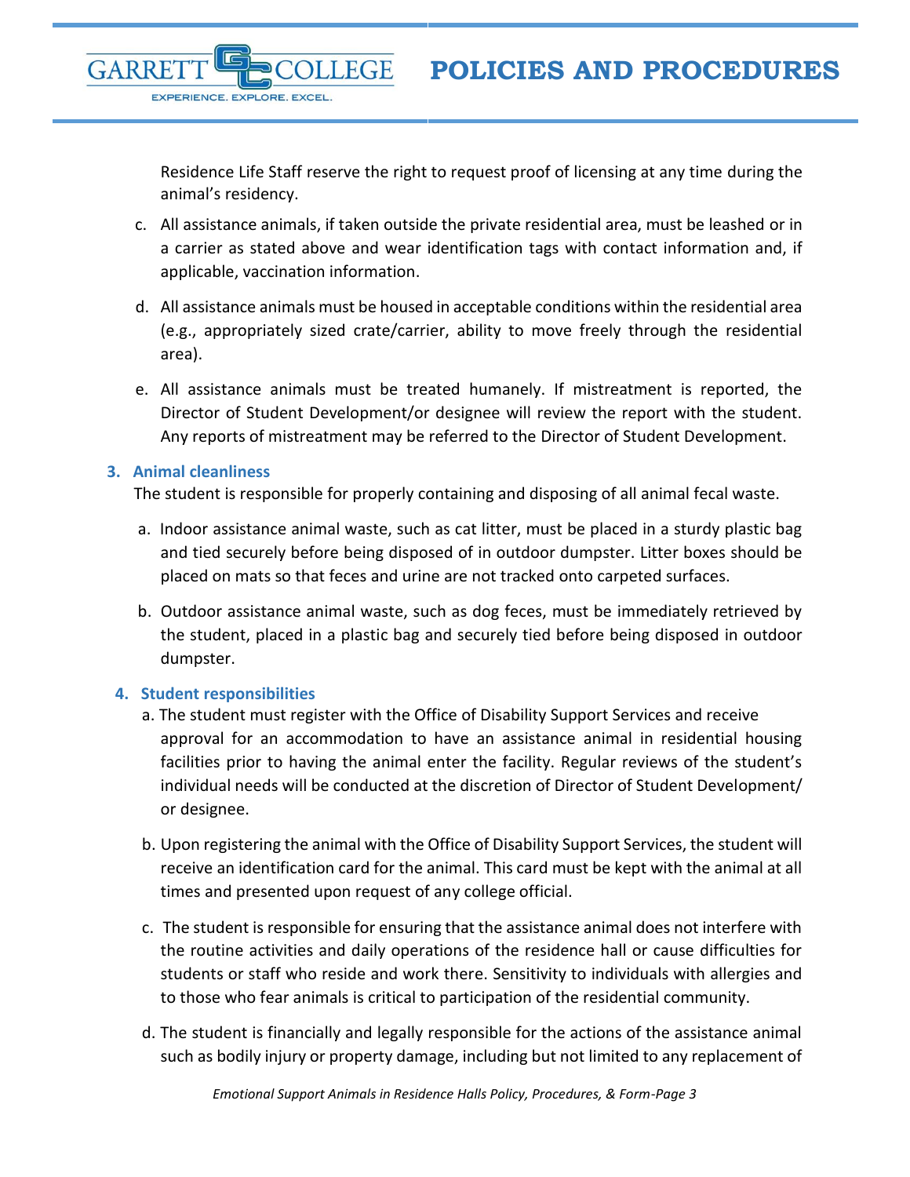Residence Life Staff reserve the right to request proof of licensing at any time during the animal's residency.

c. All assistance animals, if taken outside the private residential area, must be leashed or in a carrier as stated above and wear identification tags with contact information and, if applicable, vaccination information.

d. All assistance animals must be housed in acceptable conditions within the residential area (e.g., appropriately sized crate/carrier, ability to move freely through the residential area).

e. All assistance animals must be treated humanely. If mistreatment is reported, the Director of Student Development/or designee will review the report with the student. Any reports of mistreatment may be referred to the Director of Student Development.

### 3. Animal cleanliness

The student is responsible for properly containing and disposing of all animal fecal waste.

a. Indoor assistance animal waste, such as cat litter, must be placed in a sturdy plastic bag and tied securely before being disposed of in outdoor dumpster. Litter boxes should be placed on mats so that feces and urine are not tracked onto carpeted surfaces.

b. Outdoor assistance animal waste, such as dog feces, must be immediately retrieved by the student, placed in a plastic bag and securely tied before being disposed in outdoor dumpster.

### 4. Student responsibilities

a. The student must register with the Office of Disability Support Services and receive approval for an accommodation to have an assistance animal in residential housing facilities prior to having the animal enter the facility. Regular reviews of the student's individual needs will be conducted at the discretion of Director of Student Development/ or designee.

b. Upon registering the animal with the Office of Disability Support Services, the student will receive an identification card for the animal. This card must be kept with the animal at all times and presented upon request of any college official.

c. The student is responsible for ensuring that the assistance animal does not interfere with the routine activities and daily operations of the residence hall or cause difficulties for students or staff who reside and work there. Sensitivity to individuals with allergies and to those who fear animals is critical to participation of the residential community.

d. The student is financially and legally responsible for the actions of the assistance animal such as bodily injury or property damage, including but not limited to any replacement of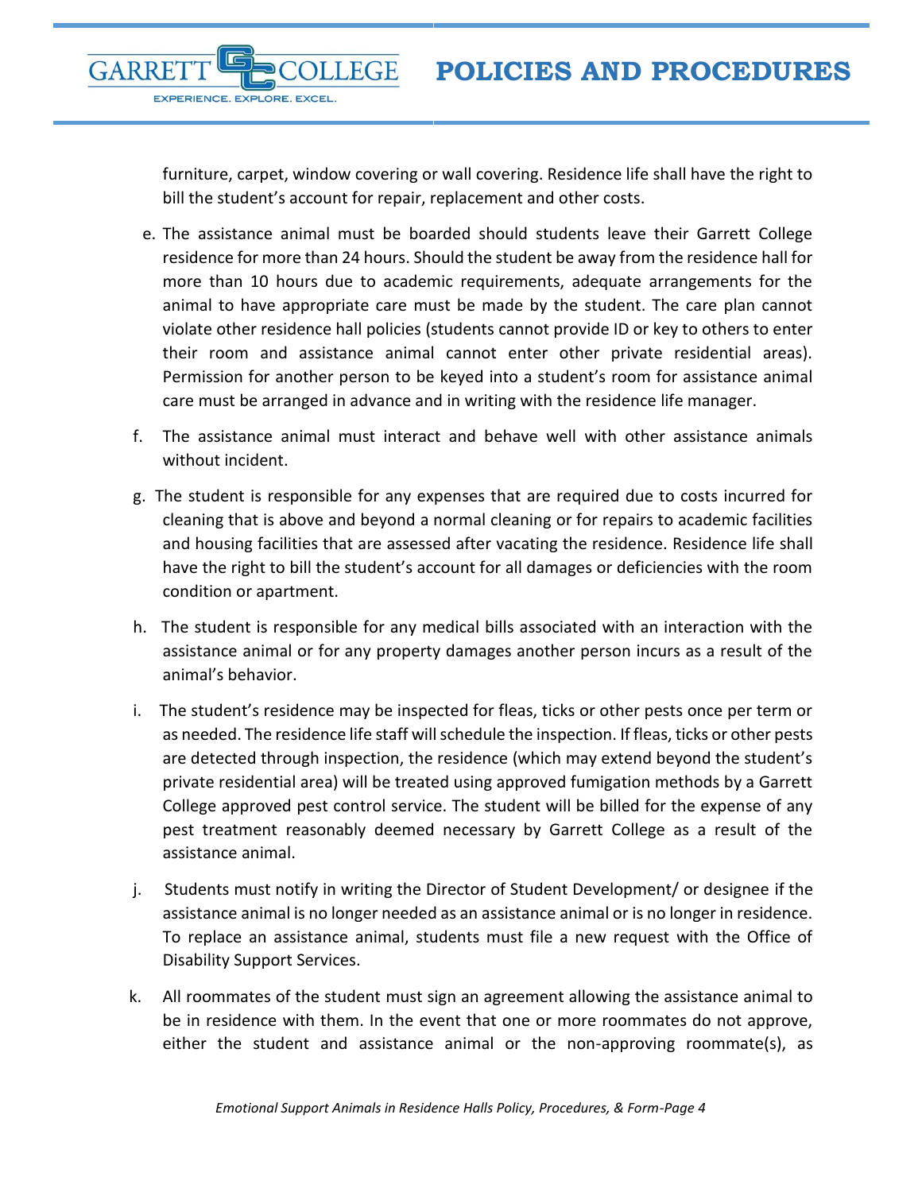furniture, carpet, window covering or wall covering. Residence life shall have the right to bill the student's account for repair, replacement and other costs.

e. The assistance animal must be boarded should students leave their Garrett College residence for more than 24 hours. Should the student be away from the residence hall for more than 10 hours due to academic requirements, adequate arrangements for the animal to have appropriate care must be made by the student. The care plan cannot violate other residence hall policies (students cannot provide ID or key to others to enter their room and assistance animal cannot enter other private residential areas). Permission for another person to be keyed into a student's room for assistance animal care must be arranged in advance and in writing with the residence life manager.

f. The assistance animal must interact and behave well with other assistance animals without incident.

g. The student is responsible for any expenses that are required due to costs incurred for cleaning that is above and beyond a normal cleaning or for repairs to academic facilities and housing facilities that are assessed after vacating the residence. Residence life shall have the right to bill the student's account for all damages or deficiencies with the room condition or apartment.

h. The student is responsible for any medical bills associated with an interaction with the assistance animal or for any property damages another person incurs as a result of the animal's behavior.

i. The student's residence may be inspected for fleas, ticks or other pests once per term or as needed. The residence life staff will schedule the inspection. If fleas, ticks or other pests are detected through inspection, the residence (which may extend beyond the student's private residential area) will be treated using approved fumigation methods by a Garrett College approved pest control service. The student will be billed for the expense of any pest treatment reasonably deemed necessary by Garrett College as a result of the assistance animal.

j. Students must notify in writing the Director of Student Development/ or designee if the assistance animal is no longer needed as an assistance animal or is no longer in residence. To replace an assistance animal, students must file a new request with the Office of Disability Support Services.

k. All roommates of the student must sign an agreement allowing the assistance animal to be in residence with them. In the event that one or more roommates do not approve, either the student and assistance animal or the non-approving roommate(s), as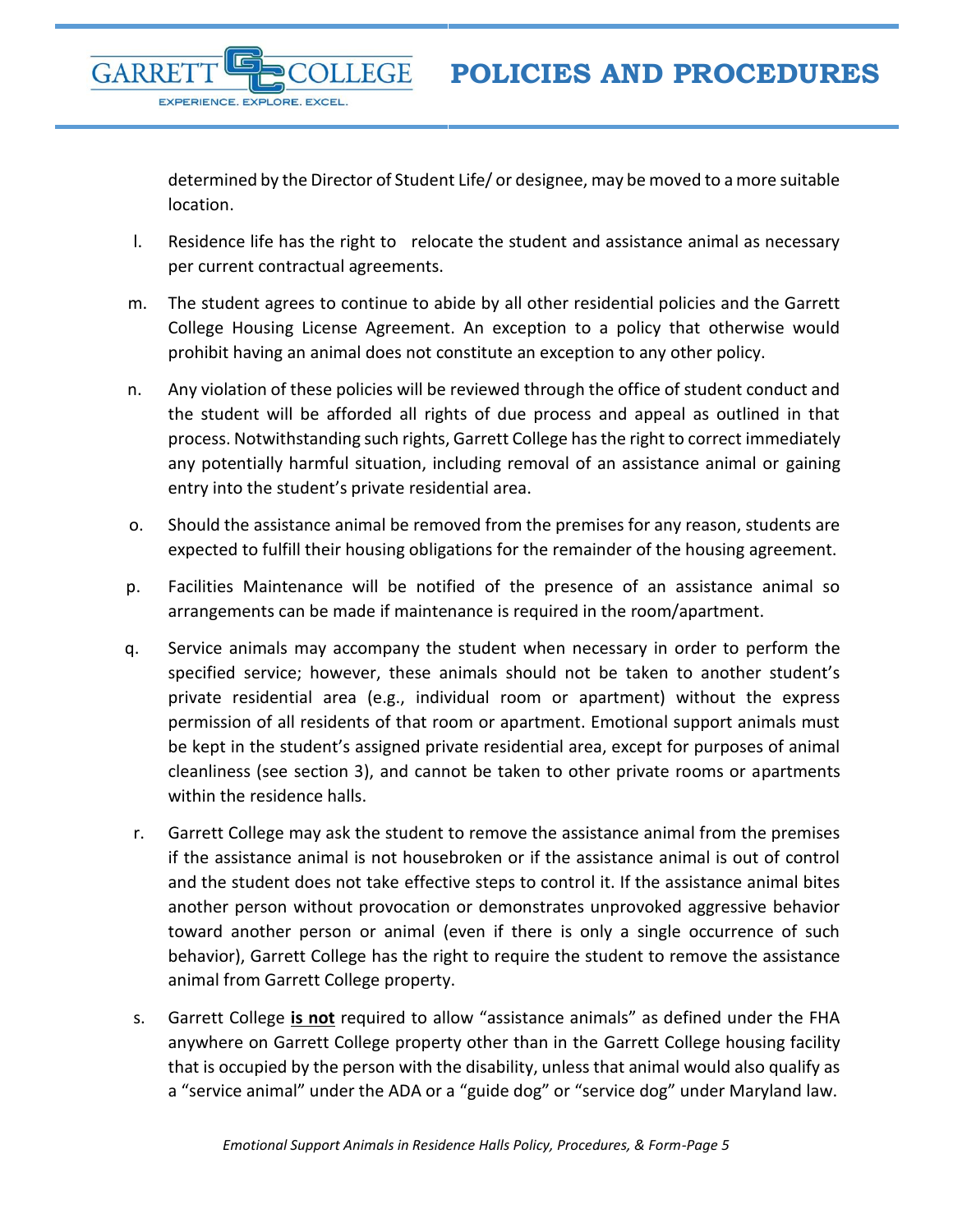determined by the Director of Student Life/ or designee, may be moved to a more suitable location.

l. Residence life has the right to relocate the student and assistance animal as necessary per current contractual agreements.

m. The student agrees to continue to abide by all other residential policies and the Garrett College Housing License Agreement. An exception to a policy that otherwise would prohibit having an animal does not constitute an exception to any other policy.

n. Any violation of these policies will be reviewed through the office of student conduct and the student will be afforded all rights of due process and appeal as outlined in that process. Notwithstanding such rights, Garrett College has the right to correct immediately any potentially harmful situation, including removal of an assistance animal or gaining entry into the student's private residential area.

o. Should the assistance animal be removed from the premises for any reason, students are expected to fulfill their housing obligations for the remainder of the housing agreement.

p. Facilities Maintenance will be notified of the presence of an assistance animal so arrangements can be made if maintenance is required in the room/apartment.

q. Service animals may accompany the student when necessary in order to perform the specified service; however, these animals should not be taken to another student's private residential area (e.g., individual room or apartment) without the express permission of all residents of that room or apartment. Emotional support animals must be kept in the student's assigned private residential area, except for purposes of animal cleanliness (see section 3), and cannot be taken to other private rooms or apartments within the residence halls.

r. Garrett College may ask the student to remove the assistance animal from the premises if the assistance animal is not housebroken or if the assistance animal is out of control and the student does not take effective steps to control it. If the assistance animal bites another person without provocation or demonstrates unprovoked aggressive behavior toward another person or animal (even if there is only a single occurrence of such behavior), Garrett College has the right to require the student to remove the assistance animal from Garrett College property.

s. Garrett College **<u>is not</u>** required to allow "assistance animals" as defined under the FHA anywhere on Garrett College property other than in the Garrett College housing facility that is occupied by the person with the disability, unless that animal would also qualify as a "service animal" under the ADA or a "guide dog" or "service dog" under Maryland law.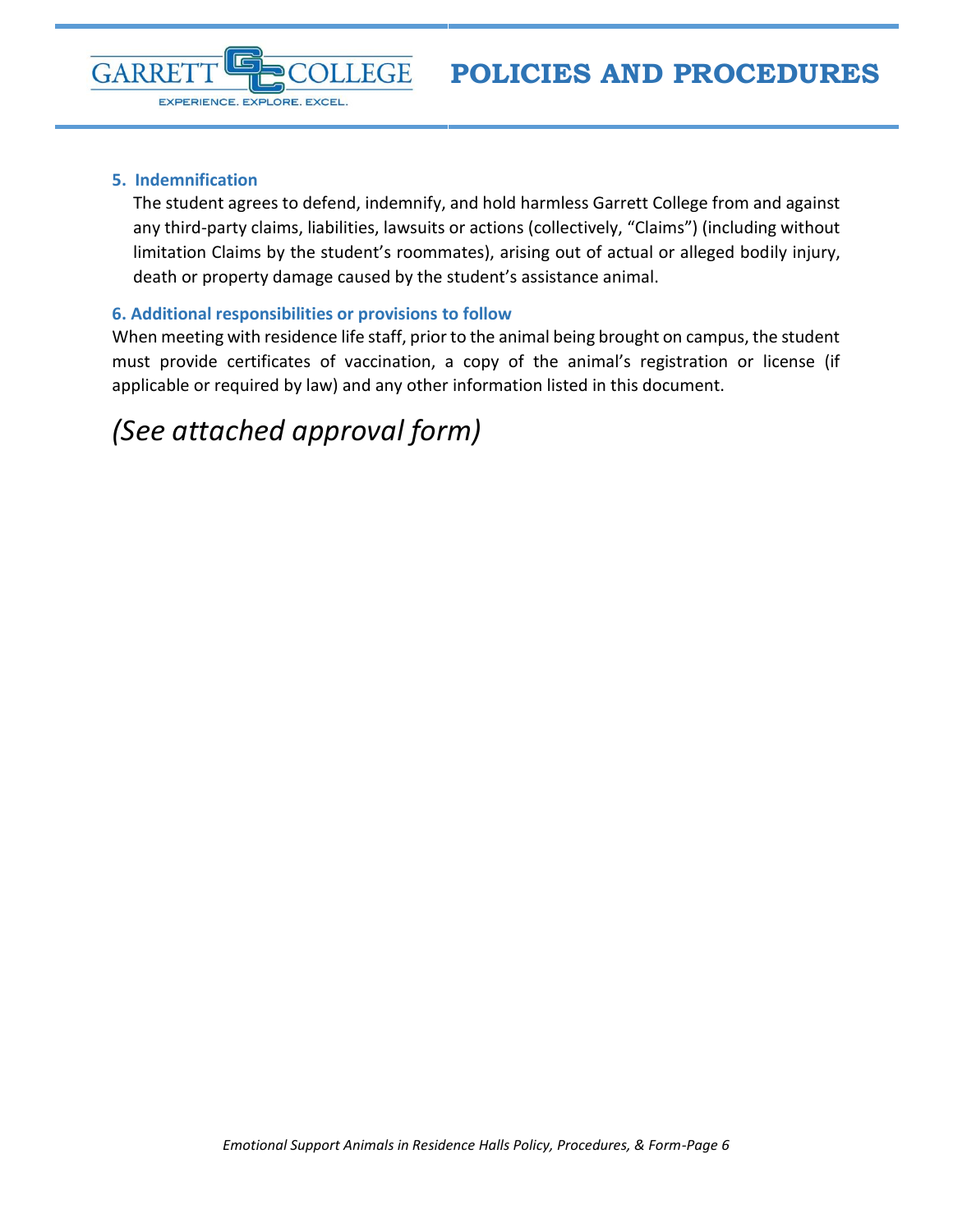### 5. Indemnification

The student agrees to defend, indemnify, and hold harmless Garrett College from and against any third-party claims, liabilities, lawsuits or actions (collectively, "Claims") (including without limitation Claims by the student's roommates), arising out of actual or alleged bodily injury, death or property damage caused by the student's assistance animal.

### 6. Additional responsibilities or provisions to follow

When meeting with residence life staff, prior to the animal being brought on campus, the student must provide certificates of vaccination, a copy of the animal's registration or license (if applicable or required by law) and any other information listed in this document.

*(See attached approval form)*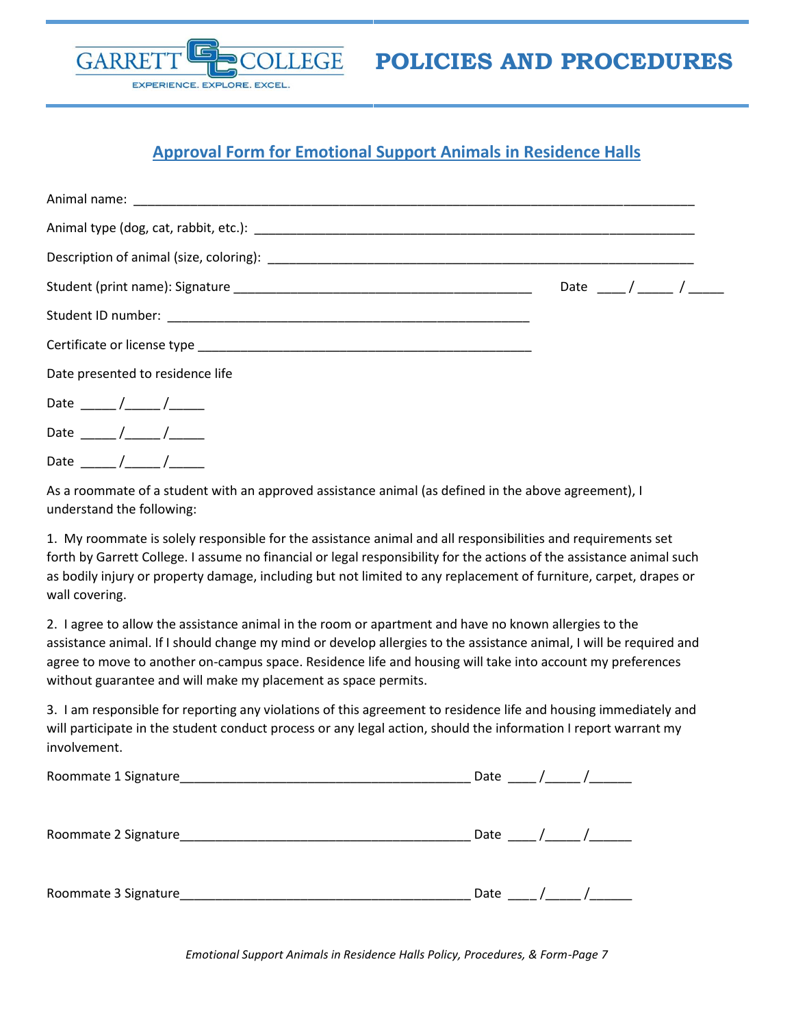## Approval Form for Emotional Support Animals in Residence Halls

Animal name: ________________________________________________________________________________

Animal type (dog, cat, rabbit, etc.): _________________________________________________________________

Description of animal (size, coloring): ______________________________________________________________

Student (print name): Signature __________________________________________ Date ____ / _____ / _____

Student ID number: ____________________________________________________

Certificate or license type ________________________________________________

Date presented to residence life

Date _____ /_____ /_____

Date _____ /_____ /_____

Date _____ /_____ /_____

As a roommate of a student with an approved assistance animal (as defined in the above agreement), I understand the following:

1. My roommate is solely responsible for the assistance animal and all responsibilities and requirements set forth by Garrett College. I assume no financial or legal responsibility for the actions of the assistance animal such as bodily injury or property damage, including but not limited to any replacement of furniture, carpet, drapes or wall covering.

2. I agree to allow the assistance animal in the room or apartment and have no known allergies to the assistance animal. If I should change my mind or develop allergies to the assistance animal, I will be required and agree to move to another on-campus space. Residence life and housing will take into account my preferences without guarantee and will make my placement as space permits.

3. I am responsible for reporting any violations of this agreement to residence life and housing immediately and will participate in the student conduct process or any legal action, should the information I report warrant my involvement.

Roommate 1 Signature_________________________________________ Date ____ /_____ /______

Roommate 2 Signature_________________________________________ Date ____ /_____ /______

Roommate 3 Signature_________________________________________ Date ____ /_____ /______